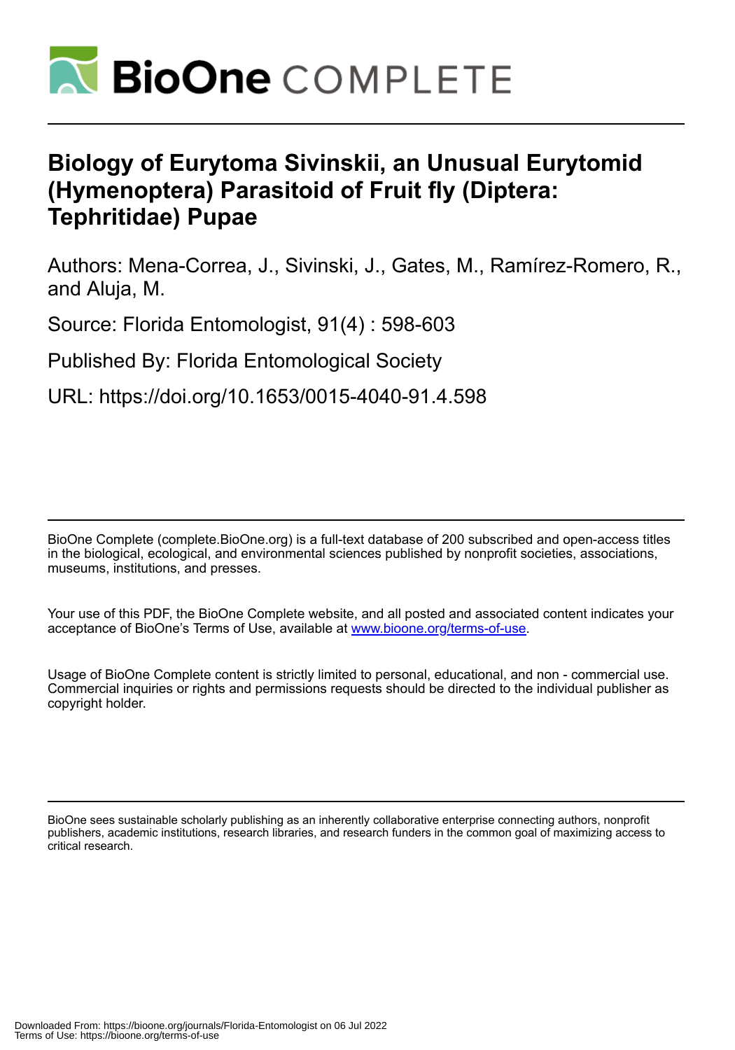# BioOne COMPLETE

# Biology of Eurytoma Sivinskii, an Unusual Eurytomid (Hymenoptera) Parasitoid of Fruit fly (Diptera: Tephritidae) Pupae

Authors: Mena-Correa, J., Sivinski, J., Gates, M., Ramírez-Romero, R., and Aluja, M.

Source: Florida Entomologist, 91(4) : 598-603

Published By: Florida Entomological Society

URL: https://doi.org/10.1653/0015-4040-91.4.598

---

BioOne Complete (complete.BioOne.org) is a full-text database of 200 subscribed and open-access titles in the biological, ecological, and environmental sciences published by nonprofit societies, associations, museums, institutions, and presses.

Your use of this PDF, the BioOne Complete website, and all posted and associated content indicates your acceptance of BioOne's Terms of Use, available at www.bioone.org/terms-of-use.

Usage of BioOne Complete content is strictly limited to personal, educational, and non - commercial use. Commercial inquiries or rights and permissions requests should be directed to the individual publisher as copyright holder.

---

BioOne sees sustainable scholarly publishing as an inherently collaborative enterprise connecting authors, nonprofit publishers, academic institutions, research libraries, and research funders in the common goal of maximizing access to critical research.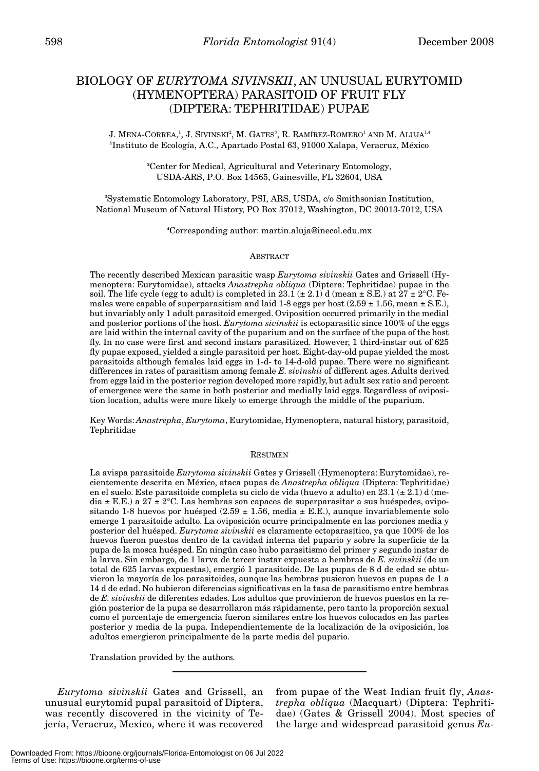# BIOLOGY OF *EURYTOMA SIVINSKII*, AN UNUSUAL EURYTOMID (HYMENOPTERA) PARASITOID OF FRUIT FLY (DIPTERA: TEPHRITIDAE) PUPAE

J. MENA-CORREA,[1], J. SIVINSKI[2], M. GATES[3], R. RAMÍREZ-ROMERO[1] AND M. ALUJA[1,4]

[1]Instituto de Ecología, A.C., Apartado Postal 63, 91000 Xalapa, Veracruz, México

[2]Center for Medical, Agricultural and Veterinary Entomology, USDA-ARS, P.O. Box 14565, Gainesville, FL 32604, USA

[3]Systematic Entomology Laboratory, PSI, ARS, USDA, c/o Smithsonian Institution, National Museum of Natural History, PO Box 37012, Washington, DC 20013-7012, USA

[4]Corresponding author: martin.aluja@inecol.edu.mx

## ABSTRACT

The recently described Mexican parasitic wasp *Eurytoma sivinskii* Gates and Grissell (Hymenoptera: Eurytomidae), attacks *Anastrepha obliqua* (Diptera: Tephritidae) pupae in the soil. The life cycle (egg to adult) is completed in 23.1 (± 2.1) d (mean ± S.E.) at 27 ± 2°C. Females were capable of superparasitism and laid 1-8 eggs per host (2.59 ± 1.56, mean ± S.E.), but invariably only 1 adult parasitoid emerged. Oviposition occurred primarily in the medial and posterior portions of the host. *Eurytoma sivinskii* is ectoparasitic since 100% of the eggs are laid within the internal cavity of the puparium and on the surface of the pupa of the host fly. In no case were first and second instars parasitized. However, 1 third-instar out of 625 fly pupae exposed, yielded a single parasitoid per host. Eight-day-old pupae yielded the most parasitoids although females laid eggs in 1-d- to 14-d-old pupae. There were no significant differences in rates of parasitism among female *E. sivinskii* of different ages. Adults derived from eggs laid in the posterior region developed more rapidly, but adult sex ratio and percent of emergence were the same in both posterior and medially laid eggs. Regardless of oviposition location, adults were more likely to emerge through the middle of the puparium.

Key Words: *Anastrepha*, *Eurytoma*, Eurytomidae, Hymenoptera, natural history, parasitoid, Tephritidae

## RESUMEN

La avispa parasitoide *Eurytoma sivinskii* Gates y Grissell (Hymenoptera: Eurytomidae), recientemente descrita en México, ataca pupas de *Anastrepha obliqua* (Diptera: Tephritidae) en el suelo. Este parasitoide completa su ciclo de vida (huevo a adulto) en 23.1 (± 2.1) d (media ± E.E.) a 27 ± 2°C. Las hembras son capaces de superparasitar a sus huéspedes, ovipositando 1-8 huevos por huésped (2.59 ± 1.56, media ± E.E.), aunque invariablemente solo emerge 1 parasitoide adulto. La oviposición ocurre principalmente en las porciones media y posterior del huésped. *Eurytoma sivinskii* es claramente ectoparasítico, ya que 100% de los huevos fueron puestos dentro de la cavidad interna del pupario y sobre la superficie de la pupa de la mosca huésped. En ningún caso hubo parasitismo del primer y segundo instar de la larva. Sin embargo, de 1 larva de tercer instar expuesta a hembras de *E. sivinskii* (de un total de 625 larvas expuestas), emergió 1 parasitoide. De las pupas de 8 d de edad se obtuvieron la mayoría de los parasitoides, aunque las hembras pusieron huevos en pupas de 1 a 14 d de edad. No hubieron diferencias significativas en la tasa de parasitismo entre hembras de *E. sivinskii* de diferentes edades. Los adultos que provinieron de huevos puestos en la región posterior de la pupa se desarrollaron más rápidamente, pero tanto la proporción sexual como el porcentaje de emergencia fueron similares entre los huevos colocados en las partes posterior y media de la pupa. Independientemente de la localización de la oviposición, los adultos emergieron principalmente de la parte media del pupario.

Translation provided by the authors.

---

*Eurytoma sivinskii* Gates and Grissell, an unusual eurytomid pupal parasitoid of Diptera, was recently discovered in the vicinity of Tejería, Veracruz, Mexico, where it was recovered from pupae of the West Indian fruit fly, *Anastrepha obliqua* (Macquart) (Diptera: Tephritidae) (Gates & Grissell 2004). Most species of the large and widespread parasitoid genus *Eu-*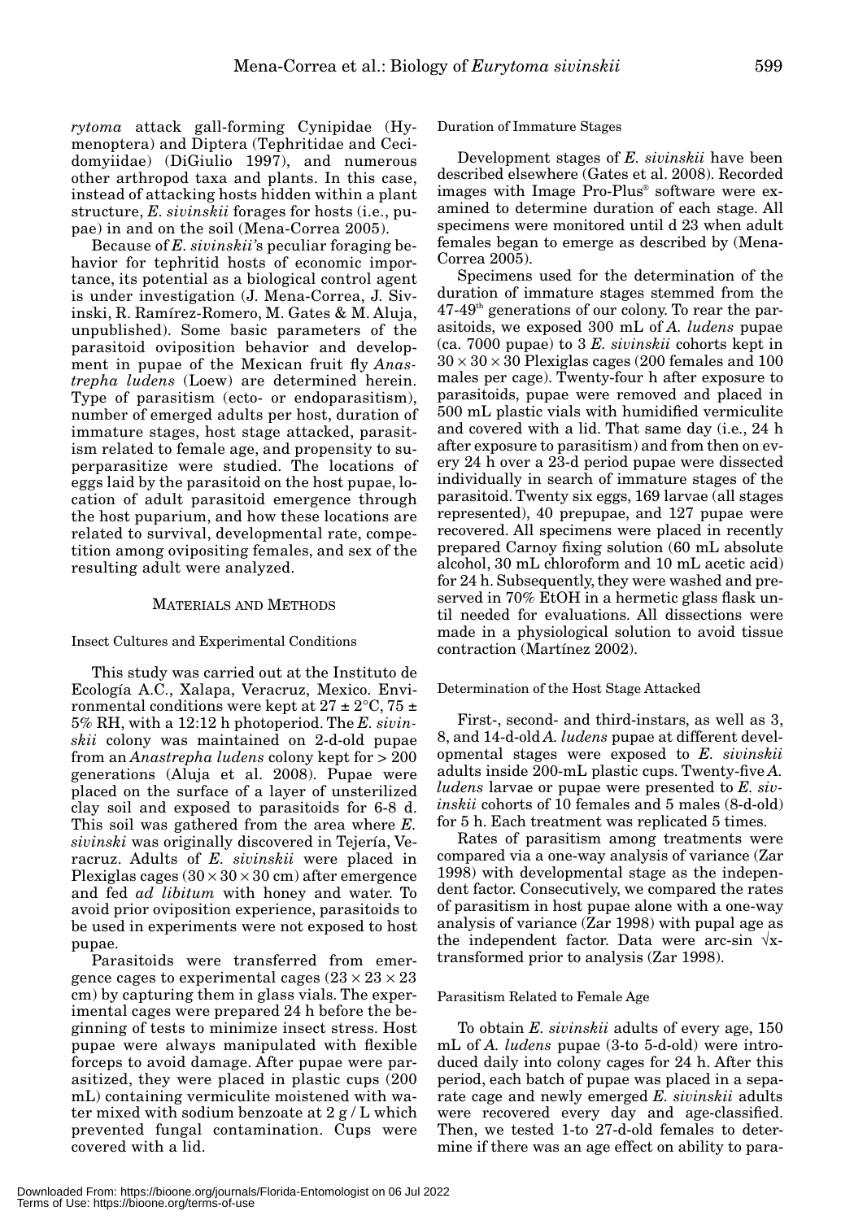*rytoma* attack gall-forming Cynipidae (Hymenoptera) and Diptera (Tephritidae and Cecidomyiidae) (DiGiulio 1997), and numerous other arthropod taxa and plants. In this case, instead of attacking hosts hidden within a plant structure, *E. sivinskii* forages for hosts (i.e., pupae) in and on the soil (Mena-Correa 2005).

Because of *E. sivinskii*'s peculiar foraging behavior for tephritid hosts of economic importance, its potential as a biological control agent is under investigation (J. Mena-Correa, J. Sivinski, R. Ramírez-Romero, M. Gates & M. Aluja, unpublished). Some basic parameters of the parasitoid oviposition behavior and development in pupae of the Mexican fruit fly *Anastrepha ludens* (Loew) are determined herein. Type of parasitism (ecto- or endoparasitism), number of emerged adults per host, duration of immature stages, host stage attacked, parasitism related to female age, and propensity to superparasitize were studied. The locations of eggs laid by the parasitoid on the host pupae, location of adult parasitoid emergence through the host puparium, and how these locations are related to survival, developmental rate, competition among ovipositing females, and sex of the resulting adult were analyzed.

## MATERIALS AND METHODS

### Insect Cultures and Experimental Conditions

This study was carried out at the Instituto de Ecología A.C., Xalapa, Veracruz, Mexico. Environmental conditions were kept at 27 ± 2°C, 75 ± 5% RH, with a 12:12 h photoperiod. The *E. sivinskii* colony was maintained on 2-d-old pupae from an *Anastrepha ludens* colony kept for > 200 generations (Aluja et al. 2008). Pupae were placed on the surface of a layer of unsterilized clay soil and exposed to parasitoids for 6-8 d. This soil was gathered from the area where *E. sivinski* was originally discovered in Tejería, Veracruz. Adults of *E. sivinskii* were placed in Plexiglas cages (30 × 30 × 30 cm) after emergence and fed *ad libitum* with honey and water. To avoid prior oviposition experience, parasitoids to be used in experiments were not exposed to host pupae.

Parasitoids were transferred from emergence cages to experimental cages (23 × 23 × 23 cm) by capturing them in glass vials. The experimental cages were prepared 24 h before the beginning of tests to minimize insect stress. Host pupae were always manipulated with flexible forceps to avoid damage. After pupae were parasitized, they were placed in plastic cups (200 mL) containing vermiculite moistened with water mixed with sodium benzoate at 2 g / L which prevented fungal contamination. Cups were covered with a lid.

### Duration of Immature Stages

Development stages of *E. sivinskii* have been described elsewhere (Gates et al. 2008). Recorded images with Image Pro-Plus® software were examined to determine duration of each stage. All specimens were monitored until d 23 when adult females began to emerge as described by (Mena-Correa 2005).

Specimens used for the determination of the duration of immature stages stemmed from the 47-49th generations of our colony. To rear the parasitoids, we exposed 300 mL of *A. ludens* pupae (ca. 7000 pupae) to 3 *E. sivinskii* cohorts kept in 30 × 30 × 30 Plexiglas cages (200 females and 100 males per cage). Twenty-four h after exposure to parasitoids, pupae were removed and placed in 500 mL plastic vials with humidified vermiculite and covered with a lid. That same day (i.e., 24 h after exposure to parasitism) and from then on every 24 h over a 23-d period pupae were dissected individually in search of immature stages of the parasitoid. Twenty six eggs, 169 larvae (all stages represented), 40 prepupae, and 127 pupae were recovered. All specimens were placed in recently prepared Carnoy fixing solution (60 mL absolute alcohol, 30 mL chloroform and 10 mL acetic acid) for 24 h. Subsequently, they were washed and preserved in 70% EtOH in a hermetic glass flask until needed for evaluations. All dissections were made in a physiological solution to avoid tissue contraction (Martínez 2002).

### Determination of the Host Stage Attacked

First-, second- and third-instars, as well as 3, 8, and 14-d-old *A. ludens* pupae at different developmental stages were exposed to *E. sivinskii* adults inside 200-mL plastic cups. Twenty-five *A. ludens* larvae or pupae were presented to *E. sivinskii* cohorts of 10 females and 5 males (8-d-old) for 5 h. Each treatment was replicated 5 times.

Rates of parasitism among treatments were compared via a one-way analysis of variance (Zar 1998) with developmental stage as the independent factor. Consecutively, we compared the rates of parasitism in host pupae alone with a one-way analysis of variance (Zar 1998) with pupal age as the independent factor. Data were arc-sin $\sqrt{x}$-transformed prior to analysis (Zar 1998).

### Parasitism Related to Female Age

To obtain *E. sivinskii* adults of every age, 150 mL of *A. ludens* pupae (3-to 5-d-old) were introduced daily into colony cages for 24 h. After this period, each batch of pupae was placed in a separate cage and newly emerged *E. sivinskii* adults were recovered every day and age-classified. Then, we tested 1-to 27-d-old females to determine if there was an age effect on ability to para-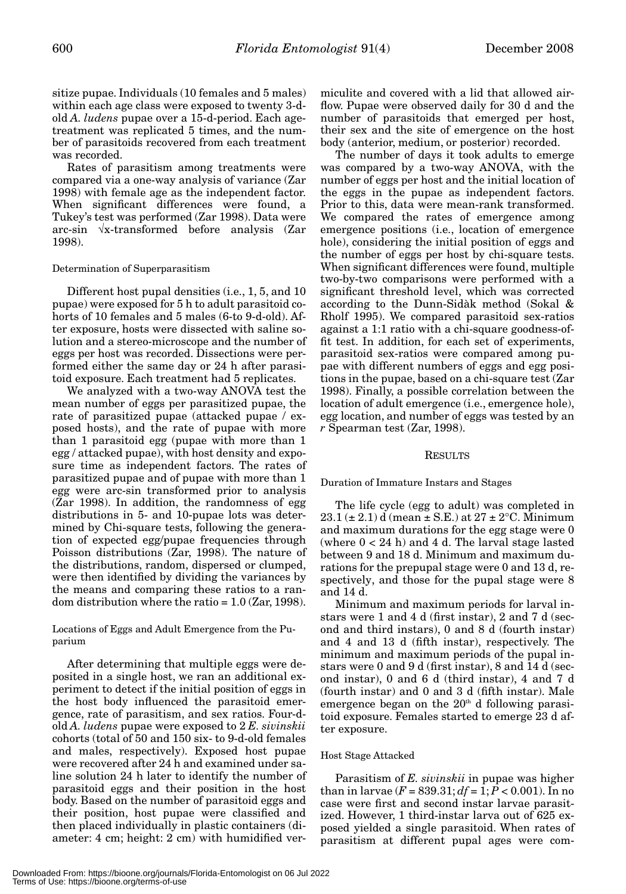sitize pupae. Individuals (10 females and 5 males) within each age class were exposed to twenty 3-d-old *A. ludens* pupae over a 15-d-period. Each age-treatment was replicated 5 times, and the number of parasitoids recovered from each treatment was recorded.

Rates of parasitism among treatments were compared via a one-way analysis of variance (Zar 1998) with female age as the independent factor. When significant differences were found, a Tukey's test was performed (Zar 1998). Data were arc-sin $\sqrt{x}$-transformed before analysis (Zar 1998).

#### Determination of Superparasitism

Different host pupal densities (i.e., 1, 5, and 10 pupae) were exposed for 5 h to adult parasitoid cohorts of 10 females and 5 males (6-to 9-d-old). After exposure, hosts were dissected with saline solution and a stereo-microscope and the number of eggs per host was recorded. Dissections were performed either the same day or 24 h after parasitoid exposure. Each treatment had 5 replicates.

We analyzed with a two-way ANOVA test the mean number of eggs per parasitized pupae, the rate of parasitized pupae (attacked pupae / exposed hosts), and the rate of pupae with more than 1 parasitoid egg (pupae with more than 1 egg / attacked pupae), with host density and exposure time as independent factors. The rates of parasitized pupae and of pupae with more than 1 egg were arc-sin transformed prior to analysis (Zar 1998). In addition, the randomness of egg distributions in 5- and 10-pupae lots was determined by Chi-square tests, following the generation of expected egg/pupae frequencies through Poisson distributions (Zar, 1998). The nature of the distributions, random, dispersed or clumped, were then identified by dividing the variances by the means and comparing these ratios to a random distribution where the ratio = 1.0 (Zar, 1998).

#### Locations of Eggs and Adult Emergence from the Puparium

After determining that multiple eggs were deposited in a single host, we ran an additional experiment to detect if the initial position of eggs in the host body influenced the parasitoid emergence, rate of parasitism, and sex ratios. Four-d-old *A. ludens* pupae were exposed to 2 *E. sivinskii* cohorts (total of 50 and 150 six- to 9-d-old females and males, respectively). Exposed host pupae were recovered after 24 h and examined under saline solution 24 h later to identify the number of parasitoid eggs and their position in the host body. Based on the number of parasitoid eggs and their position, host pupae were classified and then placed individually in plastic containers (diameter: 4 cm; height: 2 cm) with humidified vermiculite and covered with a lid that allowed airflow. Pupae were observed daily for 30 d and the number of parasitoids that emerged per host, their sex and the site of emergence on the host body (anterior, medium, or posterior) recorded.

The number of days it took adults to emerge was compared by a two-way ANOVA, with the number of eggs per host and the initial location of the eggs in the pupae as independent factors. Prior to this, data were mean-rank transformed. We compared the rates of emergence among emergence positions (i.e., location of emergence hole), considering the initial position of eggs and the number of eggs per host by chi-square tests. When significant differences were found, multiple two-by-two comparisons were performed with a significant threshold level, which was corrected according to the Dunn-Sidàk method (Sokal & Rholf 1995). We compared parasitoid sex-ratios against a 1:1 ratio with a chi-square goodness-of-fit test. In addition, for each set of experiments, parasitoid sex-ratios were compared among pupae with different numbers of eggs and egg positions in the pupae, based on a chi-square test (Zar 1998). Finally, a possible correlation between the location of adult emergence (i.e., emergence hole), egg location, and number of eggs was tested by an $r$ Spearman test (Zar, 1998).

## RESULTS

#### Duration of Immature Instars and Stages

The life cycle (egg to adult) was completed in 23.1 (± 2.1) d (mean ± S.E.) at 27 ± 2°C. Minimum and maximum durations for the egg stage were 0 (where 0 < 24 h) and 4 d. The larval stage lasted between 9 and 18 d. Minimum and maximum durations for the prepupal stage were 0 and 13 d, respectively, and those for the pupal stage were 8 and 14 d.

Minimum and maximum periods for larval instars were 1 and 4 d (first instar), 2 and 7 d (second and third instars), 0 and 8 d (fourth instar) and 4 and 13 d (fifth instar), respectively. The minimum and maximum periods of the pupal instars were 0 and 9 d (first instar), 8 and 14 d (second instar), 0 and 6 d (third instar), 4 and 7 d (fourth instar) and 0 and 3 d (fifth instar). Male emergence began on the 20th d following parasitoid exposure. Females started to emerge 23 d after exposure.

#### Host Stage Attacked

Parasitism of *E. sivinskii* in pupae was higher than in larvae ($F = 839.31$; $df = 1$; $P < 0.001$). In no case were first and second instar larvae parasitized. However, 1 third-instar larva out of 625 exposed yielded a single parasitoid. When rates of parasitism at different pupal ages were com-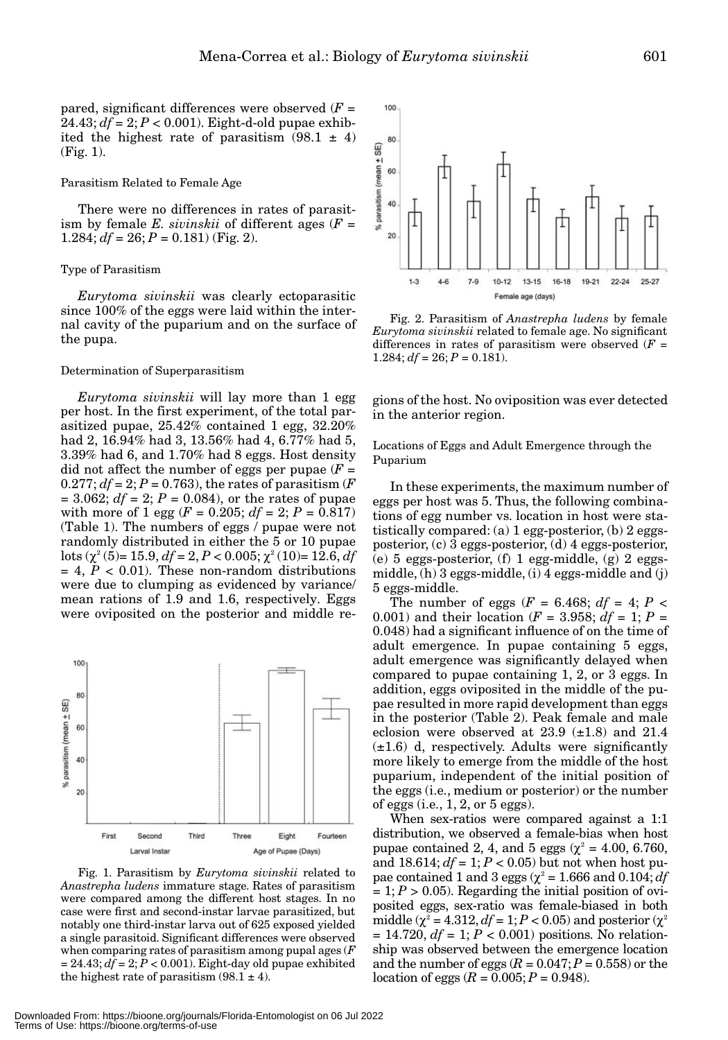pared, significant differences were observed ($F$ = 24.43; $df$ = 2; $P$ < 0.001). Eight-d-old pupae exhibited the highest rate of parasitism (98.1 ± 4) (Fig. 1).

### Parasitism Related to Female Age

There were no differences in rates of parasitism by female *E. sivinskii* of different ages ($F$ = 1.284; $df$ = 26; $P$ = 0.181) (Fig. 2).

### Type of Parasitism

*Eurytoma sivinskii* was clearly ectoparasitic since 100% of the eggs were laid within the internal cavity of the puparium and on the surface of the pupa.

### Determination of Superparasitism

*Eurytoma sivinskii* will lay more than 1 egg per host. In the first experiment, of the total parasitized pupae, 25.42% contained 1 egg, 32.20% had 2, 16.94% had 3, 13.56% had 4, 6.77% had 5, 3.39% had 6, and 1.70% had 8 eggs. Host density did not affect the number of eggs per pupae ($F$ = 0.277; $df$ = 2; $P$ = 0.763), the rates of parasitism ($F$ = 3.062; $df$ = 2; $P$ = 0.084), or the rates of pupae with more of 1 egg ($F$ = 0.205; $df$ = 2; $P$ = 0.817) (Table 1). The numbers of eggs / pupae were not randomly distributed in either the 5 or 10 pupae lots ($\chi^2$ (5)= 15.9, $df$ = 2, $P$ < 0.005; $\chi^2$ (10)= 12.6, $df$ = 4, $P$ < 0.01). These non-random distributions were due to clumping as evidenced by variance/mean rations of 1.9 and 1.6, respectively. Eggs were oviposited on the posterior and middle regions of the host. No oviposition was ever detected in the anterior region.

Fig. 1. Parasitism by *Eurytoma sivinskii* related to *Anastrepha ludens* immature stage. Rates of parasitism were compared among the different host stages. In no case were first and second-instar larvae parasitized, but notably one third-instar larva out of 625 exposed yielded a single parasitoid. Significant differences were observed when comparing rates of parasitism among pupal ages ($F$ = 24.43; $df$ = 2; $P$ < 0.001). Eight-day old pupae exhibited the highest rate of parasitism (98.1 ± 4).

Fig. 2. Parasitism of *Anastrepha ludens* by female *Eurytoma sivinskii* related to female age. No significant differences in rates of parasitism were observed ($F$ = 1.284; $df$ = 26; $P$ = 0.181).

### Locations of Eggs and Adult Emergence through the Puparium

In these experiments, the maximum number of eggs per host was 5. Thus, the following combinations of egg number vs. location in host were statistically compared: (a) 1 egg-posterior, (b) 2 eggs-posterior, (c) 3 eggs-posterior, (d) 4 eggs-posterior, (e) 5 eggs-posterior, (f) 1 egg-middle, (g) 2 eggs-middle, (h) 3 eggs-middle, (i) 4 eggs-middle and (j) 5 eggs-middle.

The number of eggs ($F$ = 6.468; $df$ = 4; $P$ < 0.001) and their location ($F$ = 3.958; $df$ = 1; $P$ = 0.048) had a significant influence of on the time of adult emergence. In pupae containing 5 eggs, adult emergence was significantly delayed when compared to pupae containing 1, 2, or 3 eggs. In addition, eggs oviposited in the middle of the pupae resulted in more rapid development than eggs in the posterior (Table 2). Peak female and male eclosion were observed at 23.9 (±1.8) and 21.4 (±1.6) d, respectively. Adults were significantly more likely to emerge from the middle of the host puparium, independent of the initial position of the eggs (i.e., medium or posterior) or the number of eggs (i.e., 1, 2, or 5 eggs).

When sex-ratios were compared against a 1:1 distribution, we observed a female-bias when host pupae contained 2, 4, and 5 eggs ($\chi^2$ = 4.00, 6.760, and 18.614; $df$ = 1; $P$ < 0.05) but not when host pupae contained 1 and 3 eggs ($\chi^2$ = 1.666 and 0.104; $df$ = 1; $P$ > 0.05). Regarding the initial position of oviposited eggs, sex-ratio was female-biased in both middle ($\chi^2$ = 4.312, $df$ = 1; $P$ < 0.05) and posterior ($\chi^2$ = 14.720, $df$ = 1; $P$ < 0.001) positions. No relationship was observed between the emergence location and the number of eggs ($R$ = 0.047; $P$ = 0.558) or the location of eggs ($R$ = 0.005; $P$ = 0.948).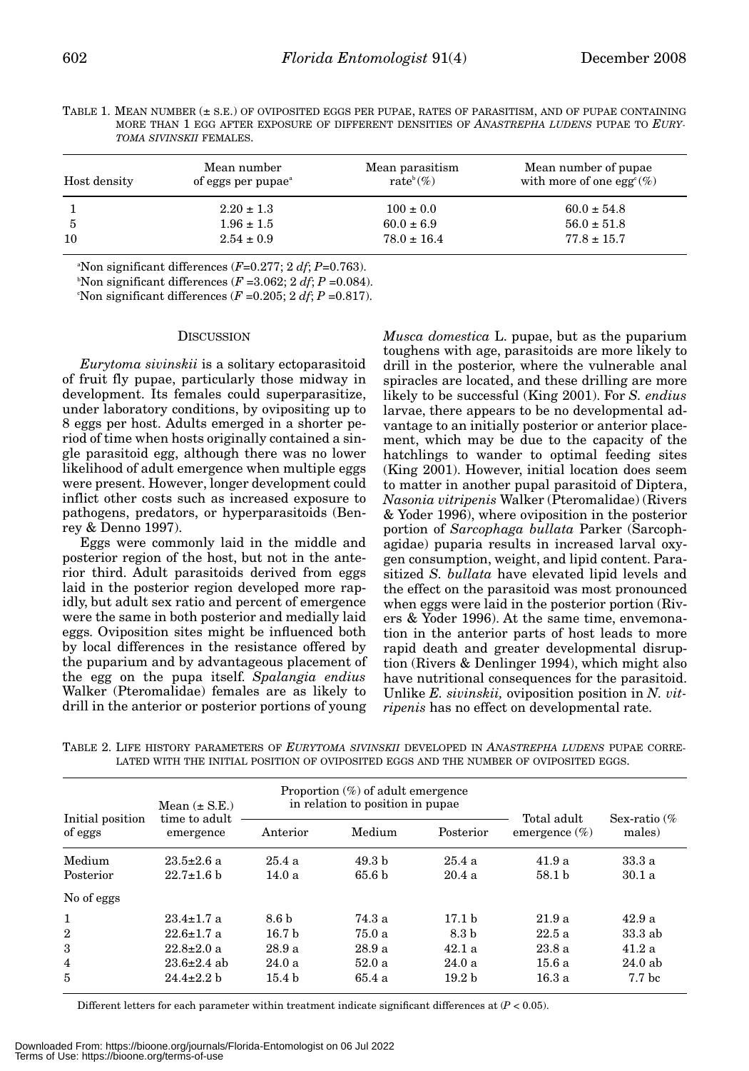TABLE 1. MEAN NUMBER (± S.E.) OF OVIPOSITED EGGS PER PUPAE, RATES OF PARASITISM, AND OF PUPAE CONTAINING MORE THAN 1 EGG AFTER EXPOSURE OF DIFFERENT DENSITIES OF *ANASTREPHA LUDENS* PUPAE TO *EURYTOMA SIVINSKII* FEMALES.

| Host density | Mean number of eggs per pupae[a] | Mean parasitism rate[b] (%) | Mean number of pupae with more of one egg[c] (%) |
|---|---|---|---|
| 1 | 2.20 ± 1.3 | 100 ± 0.0 | 60.0 ± 54.8 |
| 5 | 1.96 ± 1.5 | 60.0 ± 6.9 | 56.0 ± 51.8 |
| 10 | 2.54 ± 0.9 | 78.0 ± 16.4 | 77.8 ± 15.7 |

[a]Non significant differences ($F$=0.277; 2 $df$; $P$=0.763).
[b]Non significant differences ($F$ =3.062; 2 $df$; $P$ =0.084).
[c]Non significant differences ($F$ =0.205; 2 $df$; $P$ =0.817).

## DISCUSSION

*Eurytoma sivinskii* is a solitary ectoparasitoid of fruit fly pupae, particularly those midway in development. Its females could superparasitize, under laboratory conditions, by ovipositing up to 8 eggs per host. Adults emerged in a shorter period of time when hosts originally contained a single parasitoid egg, although there was no lower likelihood of adult emergence when multiple eggs were present. However, longer development could inflict other costs such as increased exposure to pathogens, predators, or hyperparasitoids (Benrey & Denno 1997).

Eggs were commonly laid in the middle and posterior region of the host, but not in the anterior third. Adult parasitoids derived from eggs laid in the posterior region developed more rapidly, but adult sex ratio and percent of emergence were the same in both posterior and medially laid eggs. Oviposition sites might be influenced both by local differences in the resistance offered by the puparium and by advantageous placement of the egg on the pupa itself. *Spalangia endius* Walker (Pteromalidae) females are as likely to drill in the anterior or posterior portions of young *Musca domestica* L. pupae, but as the puparium toughens with age, parasitoids are more likely to drill in the posterior, where the vulnerable anal spiracles are located, and these drilling are more likely to be successful (King 2001). For *S. endius* larvae, there appears to be no developmental advantage to an initially posterior or anterior placement, which may be due to the capacity of the hatchlings to wander to optimal feeding sites (King 2001). However, initial location does seem to matter in another pupal parasitoid of Diptera, *Nasonia vitripenis* Walker (Pteromalidae) (Rivers & Yoder 1996), where oviposition in the posterior portion of *Sarcophaga bullata* Parker (Sarcophagidae) puparia results in increased larval oxygen consumption, weight, and lipid content. Parasitized *S. bullata* have elevated lipid levels and the effect on the parasitoid was most pronounced when eggs were laid in the posterior portion (Rivers & Yoder 1996). At the same time, envenomation in the anterior parts of host leads to more rapid death and greater developmental disruption (Rivers & Denlinger 1994), which might also have nutritional consequences for the parasitoid. Unlike *E. sivinskii,* oviposition position in *N. vitripenis* has no effect on developmental rate.

TABLE 2. LIFE HISTORY PARAMETERS OF *EURYTOMA SIVINSKII* DEVELOPED IN *ANASTREPHA LUDENS* PUPAE CORRELATED WITH THE INITIAL POSITION OF OVIPOSITED EGGS AND THE NUMBER OF OVIPOSITED EGGS.

| Initial position of eggs | Mean (± S.E.) time to adult emergence | Proportion (%) of adult emergence in relation to position in pupae | | | Total adult emergence (%) | Sex-ratio (% males) |
|---|---|---|---|---|---|---|
| | | Anterior | Medium | Posterior | | |
| Medium | 23.5±2.6 a | 25.4 a | 49.3 b | 25.4 a | 41.9 a | 33.3 a |
| Posterior | 22.7±1.6 b | 14.0 a | 65.6 b | 20.4 a | 58.1 b | 30.1 a |
| No of eggs | | | | | | |
| 1 | 23.4±1.7 a | 8.6 b | 74.3 a | 17.1 b | 21.9 a | 42.9 a |
| 2 | 22.6±1.7 a | 16.7 b | 75.0 a | 8.3 b | 22.5 a | 33.3 ab |
| 3 | 22.8±2.0 a | 28.9 a | 28.9 a | 42.1 a | 23.8 a | 41.2 a |
| 4 | 23.6±2.4 ab | 24.0 a | 52.0 a | 24.0 a | 15.6 a | 24.0 ab |
| 5 | 24.4±2.2 b | 15.4 b | 65.4 a | 19.2 b | 16.3 a | 7.7 bc |

Different letters for each parameter within treatment indicate significant differences at ($P$ < 0.05).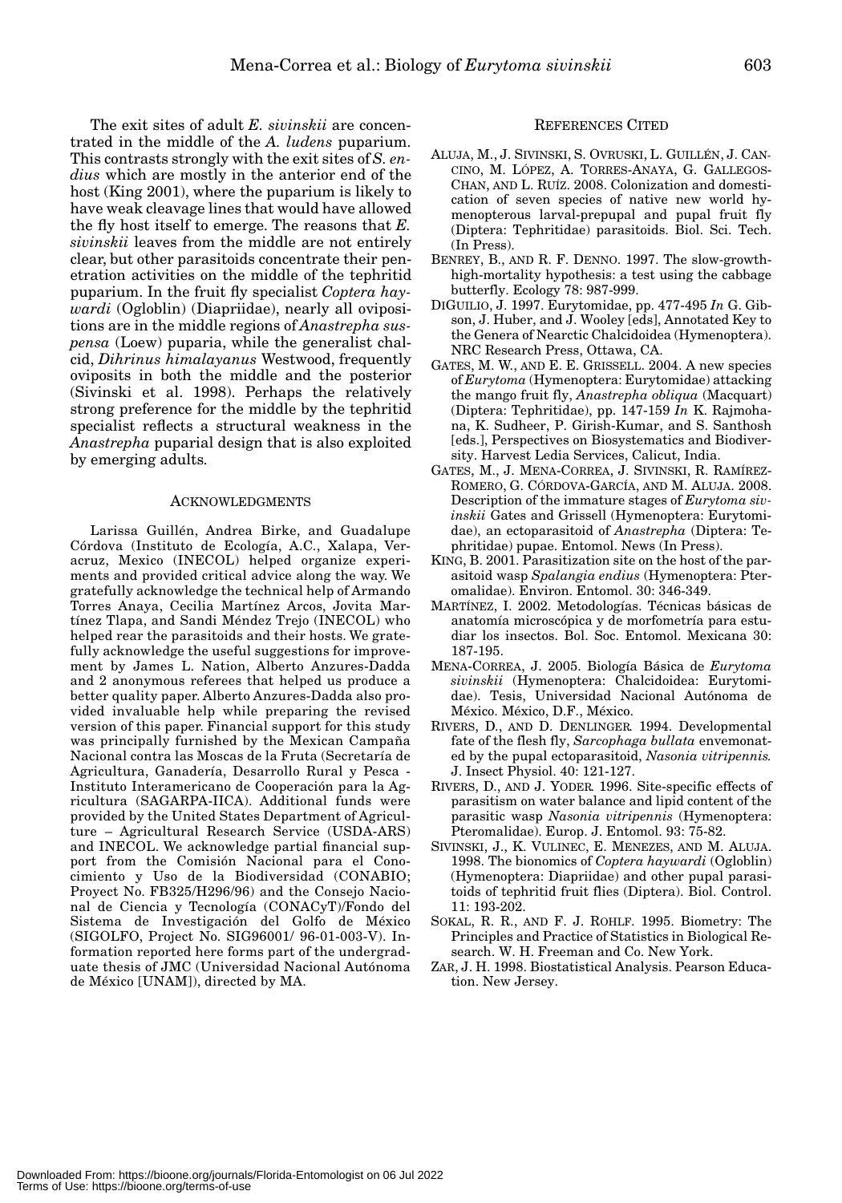The exit sites of adult *E. sivinskii* are concentrated in the middle of the *A. ludens* puparium. This contrasts strongly with the exit sites of *S. endius* which are mostly in the anterior end of the host (King 2001), where the puparium is likely to have weak cleavage lines that would have allowed the fly host itself to emerge. The reasons that *E. sivinskii* leaves from the middle are not entirely clear, but other parasitoids concentrate their penetration activities on the middle of the tephritid puparium. In the fruit fly specialist *Coptera haywardi* (Ogloblin) (Diapriidae), nearly all ovipositions are in the middle regions of *Anastrepha suspensa* (Loew) puparia, while the generalist chalcid, *Dihrinus himalayanus* Westwood, frequently oviposits in both the middle and the posterior (Sivinski et al. 1998). Perhaps the relatively strong preference for the middle by the tephritid specialist reflects a structural weakness in the *Anastrepha* puparial design that is also exploited by emerging adults.

## Acknowledgments

Larissa Guillén, Andrea Birke, and Guadalupe Córdova (Instituto de Ecología, A.C., Xalapa, Veracruz, Mexico (INECOL) helped organize experiments and provided critical advice along the way. We gratefully acknowledge the technical help of Armando Torres Anaya, Cecilia Martínez Arcos, Jovita Martínez Tlapa, and Sandi Méndez Trejo (INECOL) who helped rear the parasitoids and their hosts. We gratefully acknowledge the useful suggestions for improvement by James L. Nation, Alberto Anzures-Dadda and 2 anonymous referees that helped us produce a better quality paper. Alberto Anzures-Dadda also provided invaluable help while preparing the revised version of this paper. Financial support for this study was principally furnished by the Mexican Campaña Nacional contra las Moscas de la Fruta (Secretaría de Agricultura, Ganadería, Desarrollo Rural y Pesca - Instituto Interamericano de Cooperación para la Agricultura (SAGARPA-IICA). Additional funds were provided by the United States Department of Agriculture – Agricultural Research Service (USDA-ARS) and INECOL. We acknowledge partial financial support from the Comisión Nacional para el Conocimiento y Uso de la Biodiversidad (CONABIO; Proyect No. FB325/H296/96) and the Consejo Nacional de Ciencia y Tecnología (CONACyT)/Fondo del Sistema de Investigación del Golfo de México (SIGOLFO, Project No. SIG96001/ 96-01-003-V). Information reported here forms part of the undergraduate thesis of JMC (Universidad Nacional Autónoma de México [UNAM]), directed by MA.

## References Cited

ALUJA, M., J. SIVINSKI, S. OVRUSKI, L. GUILLÉN, J. CANCINO, M. LÓPEZ, A. TORRES-ANAYA, G. GALLEGOS-CHAN, AND L. RUÍZ. 2008. Colonization and domestication of seven species of native new world hymenopterous larval-prepupal and pupal fruit fly (Diptera: Tephritidae) parasitoids. Biol. Sci. Tech. (In Press).

BENREY, B., AND R. F. DENNO. 1997. The slow-growth-high-mortality hypothesis: a test using the cabbage butterfly. Ecology 78: 987-999.

DIGUILIO, J. 1997. Eurytomidae, pp. 477-495 *In* G. Gibson, J. Huber, and J. Wooley [eds], Annotated Key to the Genera of Nearctic Chalcidoidea (Hymenoptera). NRC Research Press, Ottawa, CA.

GATES, M. W., AND E. E. GRISSELL. 2004. A new species of *Eurytoma* (Hymenoptera: Eurytomidae) attacking the mango fruit fly, *Anastrepha obliqua* (Macquart) (Diptera: Tephritidae), pp. 147-159 *In* K. Rajmohana, K. Sudheer, P. Girish-Kumar, and S. Santhosh [eds.], Perspectives on Biosystematics and Biodiversity. Harvest Ledia Services, Calicut, India.

GATES, M., J. MENA-CORREA, J. SIVINSKI, R. RAMÍREZ-ROMERO, G. CÓRDOVA-GARCÍA, AND M. ALUJA. 2008. Description of the immature stages of *Eurytoma sivinskii* Gates and Grissell (Hymenoptera: Eurytomidae), an ectoparasitoid of *Anastrepha* (Diptera: Tephritidae) pupae. Entomol. News (In Press).

KING, B. 2001. Parasitization site on the host of the parasitoid wasp *Spalangia endius* (Hymenoptera: Pteromalidae). Environ. Entomol. 30: 346-349.

MARTÍNEZ, I. 2002. Metodologías. Técnicas básicas de anatomía microscópica y de morfometría para estudiar los insectos. Bol. Soc. Entomol. Mexicana 30: 187-195.

MENA-CORREA, J. 2005. Biología Básica de *Eurytoma sivinskii* (Hymenoptera: Chalcidoidea: Eurytomidae). Tesis, Universidad Nacional Autónoma de México. México, D.F., México.

RIVERS, D., AND D. DENLINGER. 1994. Developmental fate of the flesh fly, *Sarcophaga bullata* envenomated by the pupal ectoparasitoid, *Nasonia vitripennis.* J. Insect Physiol. 40: 121-127.

RIVERS, D., AND J. YODER. 1996. Site-specific effects of parasitism on water balance and lipid content of the parasitic wasp *Nasonia vitripennis* (Hymenoptera: Pteromalidae). Europ. J. Entomol. 93: 75-82.

SIVINSKI, J., K. VULINEC, E. MENEZES, AND M. ALUJA. 1998. The bionomics of *Coptera haywardi* (Ogloblin) (Hymenoptera: Diapriidae) and other pupal parasitoids of tephritid fruit flies (Diptera). Biol. Control. 11: 193-202.

SOKAL, R. R., AND F. J. ROHLF. 1995. Biometry: The Principles and Practice of Statistics in Biological Research. W. H. Freeman and Co. New York.

ZAR, J. H. 1998. Biostatistical Analysis. Pearson Education. New Jersey.